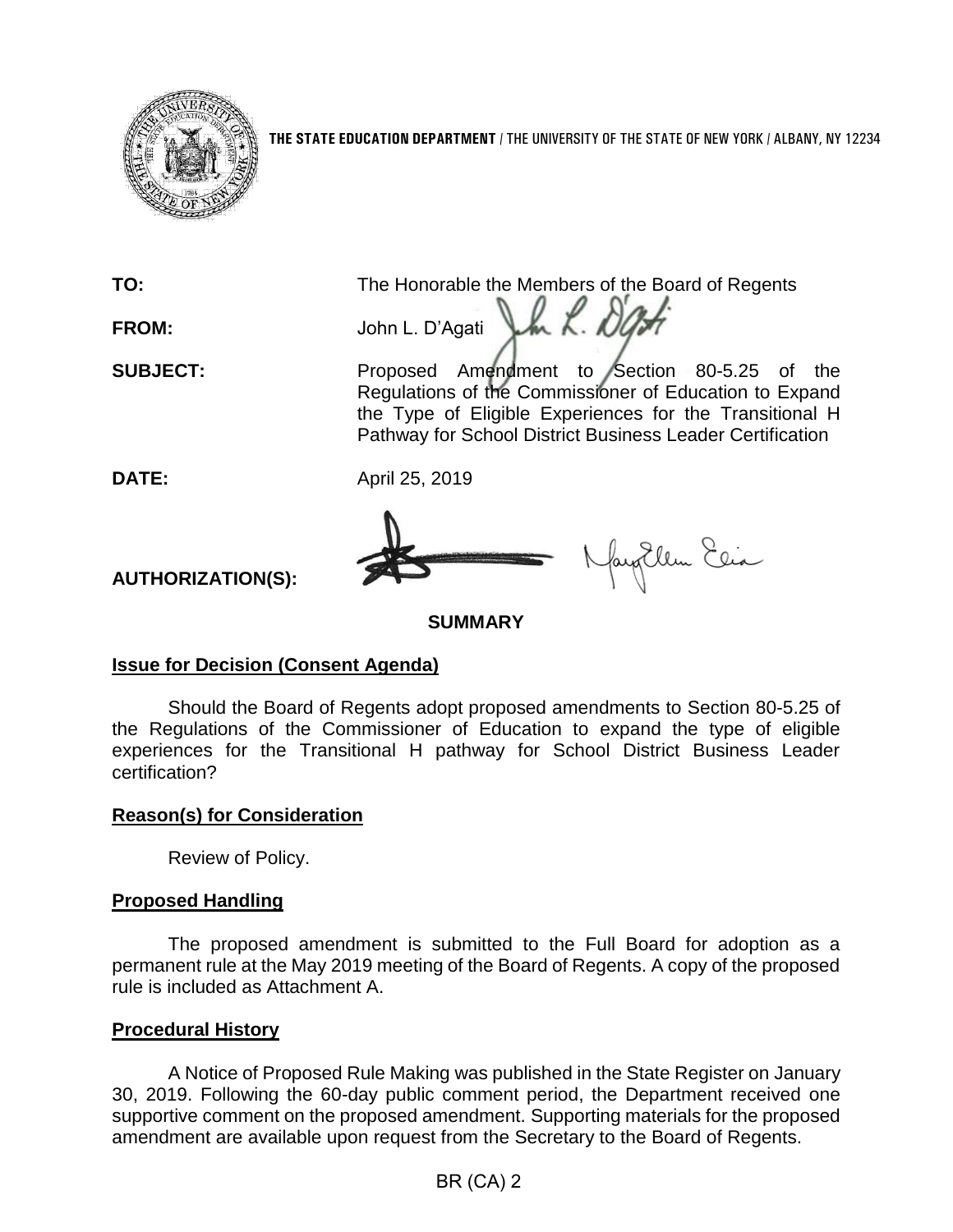**THE STATE EDUCATION DEPARTMENT** / THE UNIVERSITY OF THE STATE OF NEW YORK / ALBANY, NY 12234

**TO:** The Honorable the Members of the Board of Regents

**FROM:** John L. D'Agati

**SUBJECT:** Proposed Amendment to Section 80-5.25 of the Regulations of the Commissioner of Education to Expand the Type of Eligible Experiences for the Transitional H Pathway for School District Business Leader Certification

**DATE:** April 25, 2019

**AUTHORIZATION(S):**

## SUMMARY

### Issue for Decision (Consent Agenda)

Should the Board of Regents adopt proposed amendments to Section 80-5.25 of the Regulations of the Commissioner of Education to expand the type of eligible experiences for the Transitional H pathway for School District Business Leader certification?

### Reason(s) for Consideration

Review of Policy.

### Proposed Handling

The proposed amendment is submitted to the Full Board for adoption as a permanent rule at the May 2019 meeting of the Board of Regents. A copy of the proposed rule is included as Attachment A.

### Procedural History

A Notice of Proposed Rule Making was published in the State Register on January 30, 2019. Following the 60-day public comment period, the Department received one supportive comment on the proposed amendment. Supporting materials for the proposed amendment are available upon request from the Secretary to the Board of Regents.

BR (CA) 2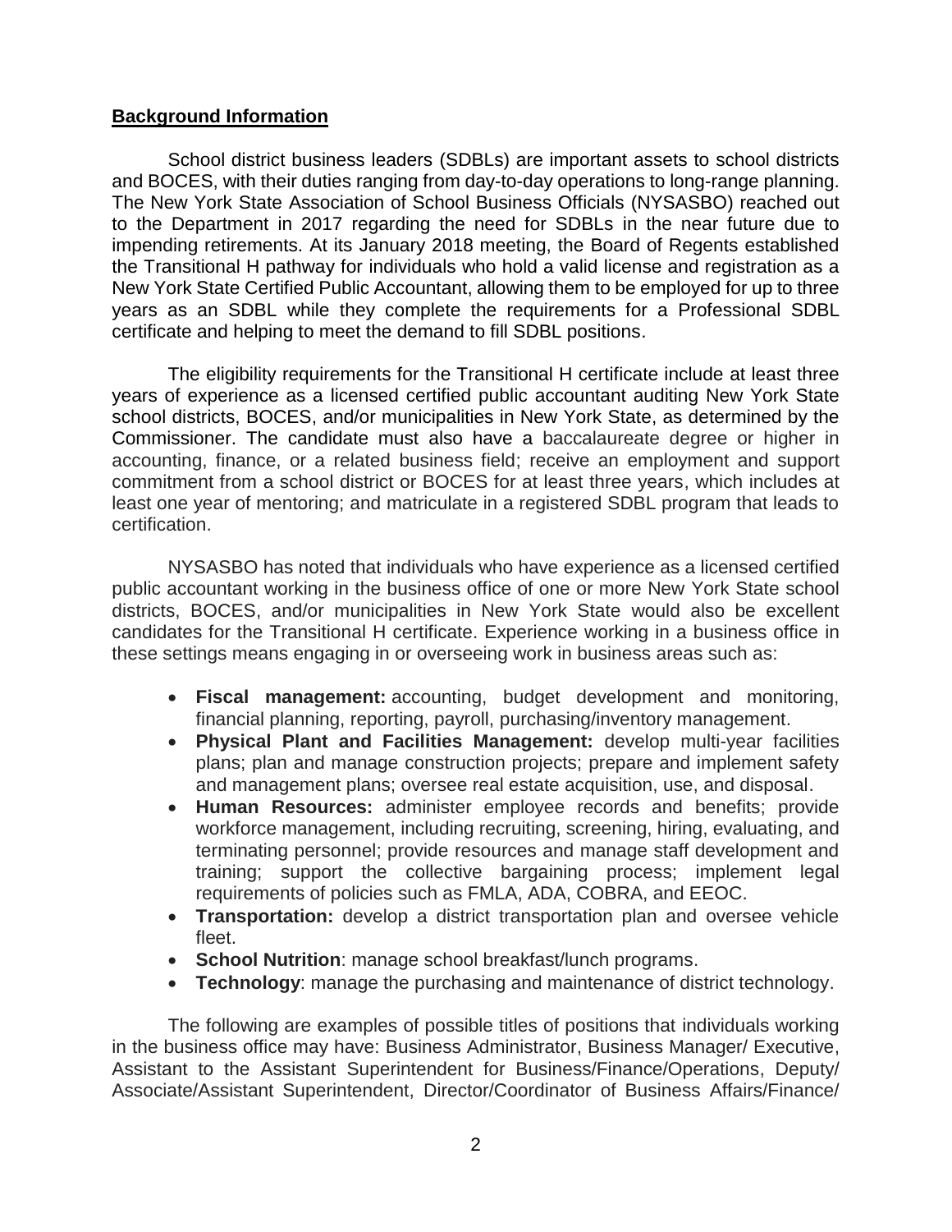## **Background Information**

School district business leaders (SDBLs) are important assets to school districts and BOCES, with their duties ranging from day-to-day operations to long-range planning. The New York State Association of School Business Officials (NYSASBO) reached out to the Department in 2017 regarding the need for SDBLs in the near future due to impending retirements. At its January 2018 meeting, the Board of Regents established the Transitional H pathway for individuals who hold a valid license and registration as a New York State Certified Public Accountant, allowing them to be employed for up to three years as an SDBL while they complete the requirements for a Professional SDBL certificate and helping to meet the demand to fill SDBL positions.

The eligibility requirements for the Transitional H certificate include at least three years of experience as a licensed certified public accountant auditing New York State school districts, BOCES, and/or municipalities in New York State, as determined by the Commissioner. The candidate must also have a baccalaureate degree or higher in accounting, finance, or a related business field; receive an employment and support commitment from a school district or BOCES for at least three years, which includes at least one year of mentoring; and matriculate in a registered SDBL program that leads to certification.

NYSASBO has noted that individuals who have experience as a licensed certified public accountant working in the business office of one or more New York State school districts, BOCES, and/or municipalities in New York State would also be excellent candidates for the Transitional H certificate. Experience working in a business office in these settings means engaging in or overseeing work in business areas such as:

- **Fiscal management:** accounting, budget development and monitoring, financial planning, reporting, payroll, purchasing/inventory management.
- **Physical Plant and Facilities Management:** develop multi-year facilities plans; plan and manage construction projects; prepare and implement safety and management plans; oversee real estate acquisition, use, and disposal.
- **Human Resources:** administer employee records and benefits; provide workforce management, including recruiting, screening, hiring, evaluating, and terminating personnel; provide resources and manage staff development and training; support the collective bargaining process; implement legal requirements of policies such as FMLA, ADA, COBRA, and EEOC.
- **Transportation:** develop a district transportation plan and oversee vehicle fleet.
- **School Nutrition**: manage school breakfast/lunch programs.
- **Technology**: manage the purchasing and maintenance of district technology.

The following are examples of possible titles of positions that individuals working in the business office may have: Business Administrator, Business Manager/ Executive, Assistant to the Assistant Superintendent for Business/Finance/Operations, Deputy/ Associate/Assistant Superintendent, Director/Coordinator of Business Affairs/Finance/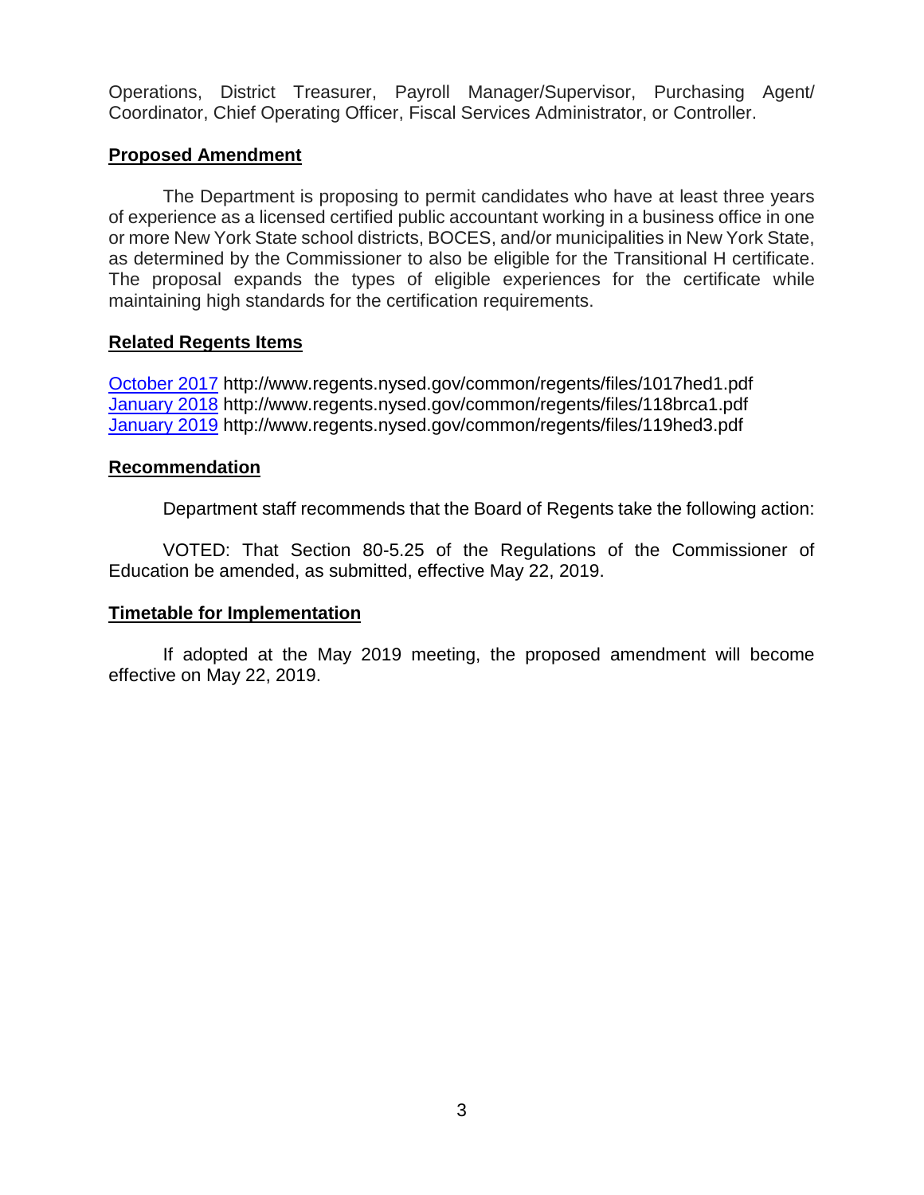Operations, District Treasurer, Payroll Manager/Supervisor, Purchasing Agent/ Coordinator, Chief Operating Officer, Fiscal Services Administrator, or Controller.

## Proposed Amendment

The Department is proposing to permit candidates who have at least three years of experience as a licensed certified public accountant working in a business office in one or more New York State school districts, BOCES, and/or municipalities in New York State, as determined by the Commissioner to also be eligible for the Transitional H certificate. The proposal expands the types of eligible experiences for the certificate while maintaining high standards for the certification requirements.

## Related Regents Items

October 2017 http://www.regents.nysed.gov/common/regents/files/1017hed1.pdf
January 2018 http://www.regents.nysed.gov/common/regents/files/118brca1.pdf
January 2019 http://www.regents.nysed.gov/common/regents/files/119hed3.pdf

## Recommendation

Department staff recommends that the Board of Regents take the following action:

VOTED: That Section 80-5.25 of the Regulations of the Commissioner of Education be amended, as submitted, effective May 22, 2019.

## Timetable for Implementation

If adopted at the May 2019 meeting, the proposed amendment will become effective on May 22, 2019.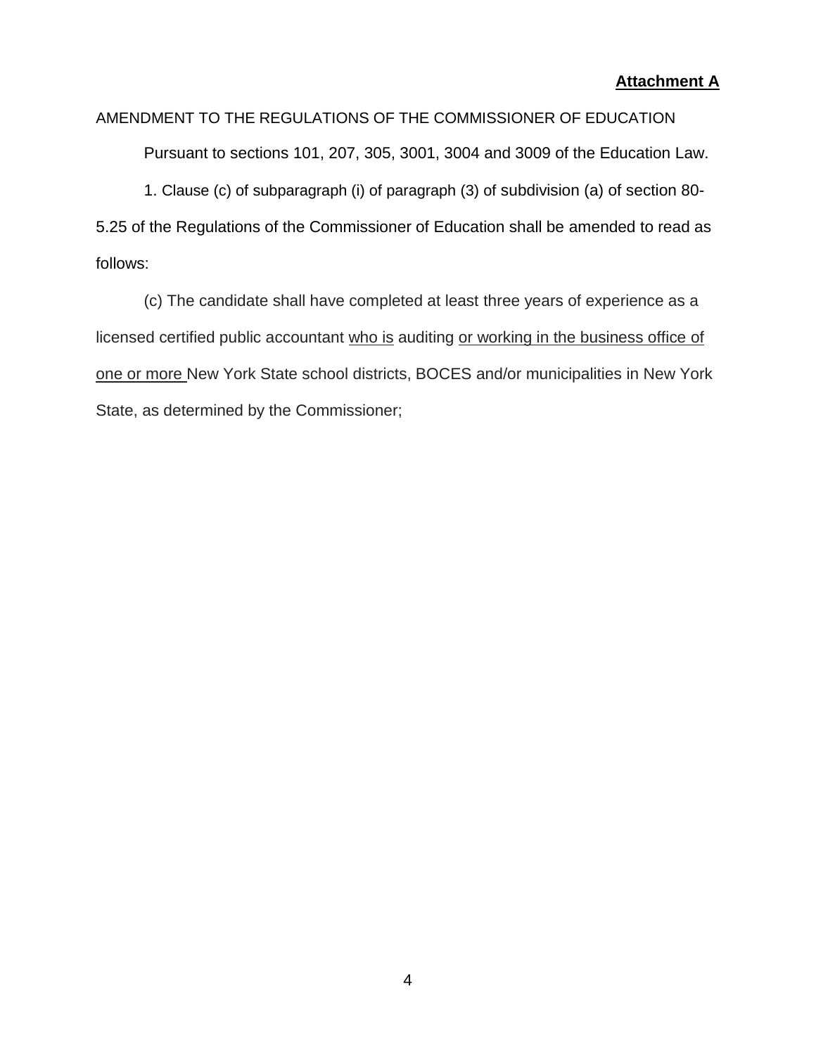**Attachment A**

AMENDMENT TO THE REGULATIONS OF THE COMMISSIONER OF EDUCATION

Pursuant to sections 101, 207, 305, 3001, 3004 and 3009 of the Education Law.

1. Clause (c) of subparagraph (i) of paragraph (3) of subdivision (a) of section 80-5.25 of the Regulations of the Commissioner of Education shall be amended to read as follows:

(c) The candidate shall have completed at least three years of experience as a licensed certified public accountant <u>who is</u> auditing <u>or working in the business office of one or more</u> New York State school districts, BOCES and/or municipalities in New York State, as determined by the Commissioner;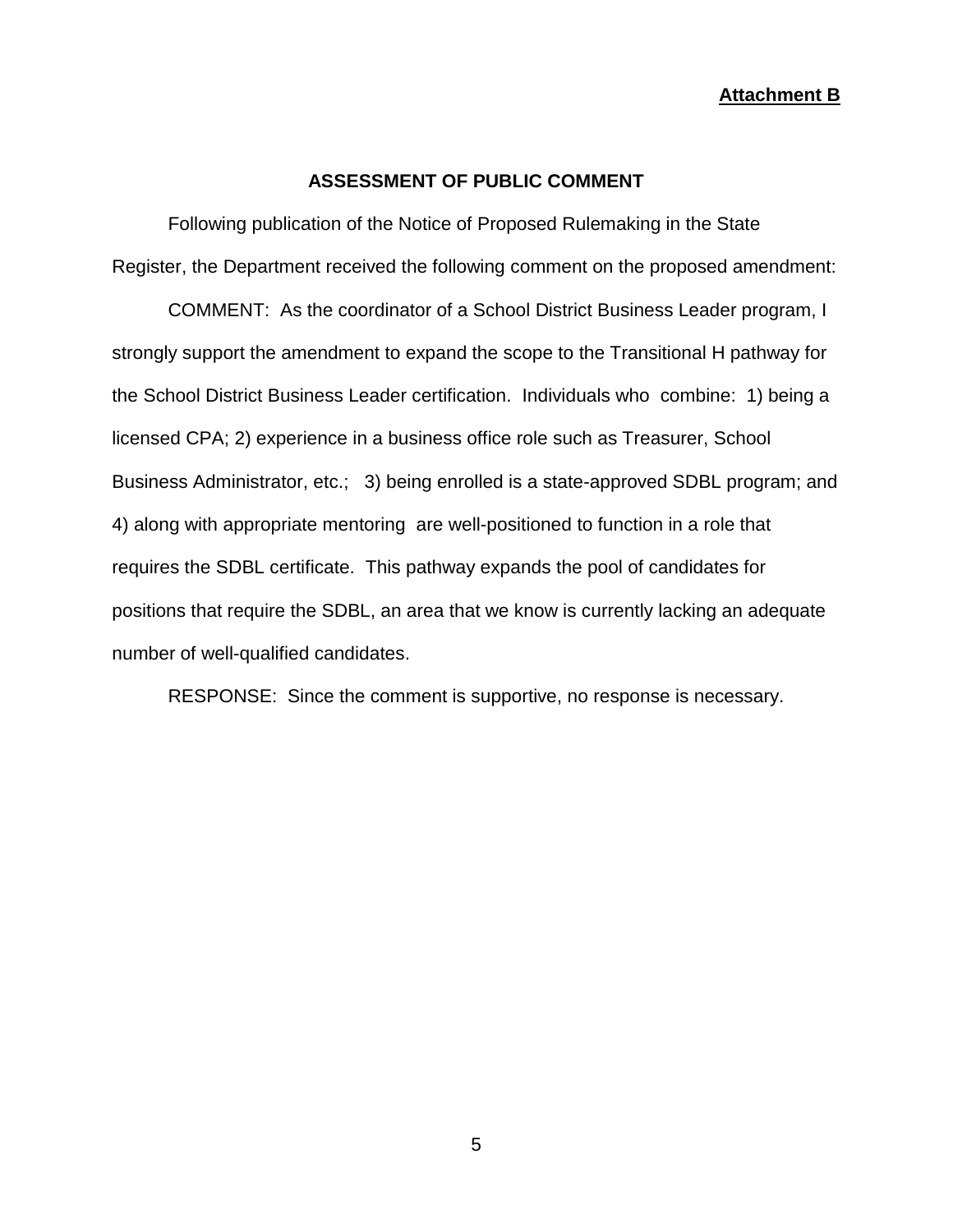**Attachment B**

## ASSESSMENT OF PUBLIC COMMENT

Following publication of the Notice of Proposed Rulemaking in the State Register, the Department received the following comment on the proposed amendment:

COMMENT: As the coordinator of a School District Business Leader program, I strongly support the amendment to expand the scope to the Transitional H pathway for the School District Business Leader certification. Individuals who combine: 1) being a licensed CPA; 2) experience in a business office role such as Treasurer, School Business Administrator, etc.; 3) being enrolled is a state-approved SDBL program; and 4) along with appropriate mentoring are well-positioned to function in a role that requires the SDBL certificate. This pathway expands the pool of candidates for positions that require the SDBL, an area that we know is currently lacking an adequate number of well-qualified candidates.

RESPONSE: Since the comment is supportive, no response is necessary.